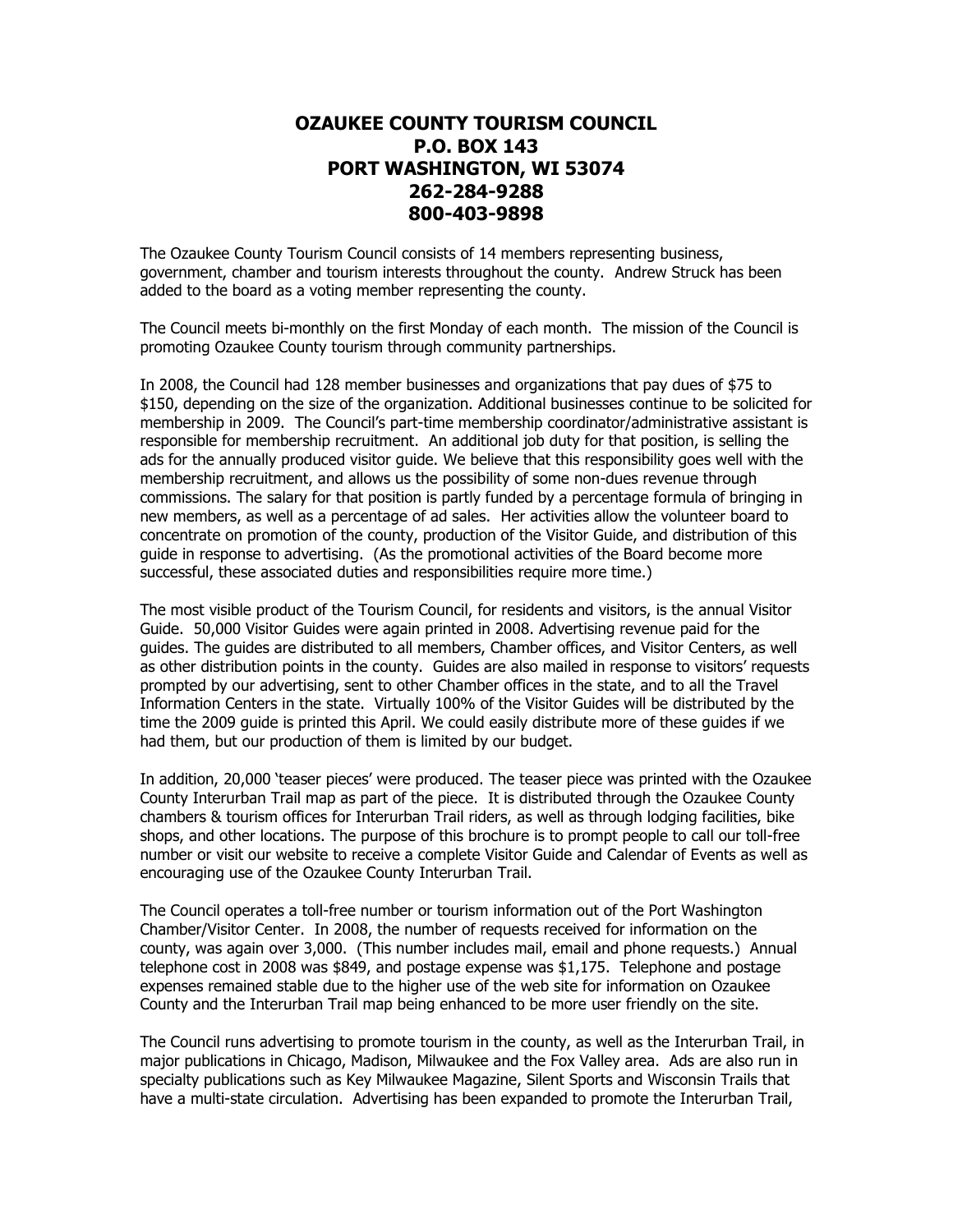# OZAUKEE COUNTY TOURISM COUNCIL
# P.O. BOX 143
# PORT WASHINGTON, WI 53074
# 262-284-9288
# 800-403-9898

The Ozaukee County Tourism Council consists of 14 members representing business, government, chamber and tourism interests throughout the county. Andrew Struck has been added to the board as a voting member representing the county.

The Council meets bi-monthly on the first Monday of each month. The mission of the Council is promoting Ozaukee County tourism through community partnerships.

In 2008, the Council had 128 member businesses and organizations that pay dues of $75 to $150, depending on the size of the organization. Additional businesses continue to be solicited for membership in 2009. The Council's part-time membership coordinator/administrative assistant is responsible for membership recruitment. An additional job duty for that position, is selling the ads for the annually produced visitor guide. We believe that this responsibility goes well with the membership recruitment, and allows us the possibility of some non-dues revenue through commissions. The salary for that position is partly funded by a percentage formula of bringing in new members, as well as a percentage of ad sales. Her activities allow the volunteer board to concentrate on promotion of the county, production of the Visitor Guide, and distribution of this guide in response to advertising. (As the promotional activities of the Board become more successful, these associated duties and responsibilities require more time.)

The most visible product of the Tourism Council, for residents and visitors, is the annual Visitor Guide. 50,000 Visitor Guides were again printed in 2008. Advertising revenue paid for the guides. The guides are distributed to all members, Chamber offices, and Visitor Centers, as well as other distribution points in the county. Guides are also mailed in response to visitors' requests prompted by our advertising, sent to other Chamber offices in the state, and to all the Travel Information Centers in the state. Virtually 100% of the Visitor Guides will be distributed by the time the 2009 guide is printed this April. We could easily distribute more of these guides if we had them, but our production of them is limited by our budget.

In addition, 20,000 'teaser pieces' were produced. The teaser piece was printed with the Ozaukee County Interurban Trail map as part of the piece. It is distributed through the Ozaukee County chambers & tourism offices for Interurban Trail riders, as well as through lodging facilities, bike shops, and other locations. The purpose of this brochure is to prompt people to call our toll-free number or visit our website to receive a complete Visitor Guide and Calendar of Events as well as encouraging use of the Ozaukee County Interurban Trail.

The Council operates a toll-free number or tourism information out of the Port Washington Chamber/Visitor Center. In 2008, the number of requests received for information on the county, was again over 3,000. (This number includes mail, email and phone requests.) Annual telephone cost in 2008 was $849, and postage expense was $1,175. Telephone and postage expenses remained stable due to the higher use of the web site for information on Ozaukee County and the Interurban Trail map being enhanced to be more user friendly on the site.

The Council runs advertising to promote tourism in the county, as well as the Interurban Trail, in major publications in Chicago, Madison, Milwaukee and the Fox Valley area. Ads are also run in specialty publications such as Key Milwaukee Magazine, Silent Sports and Wisconsin Trails that have a multi-state circulation. Advertising has been expanded to promote the Interurban Trail,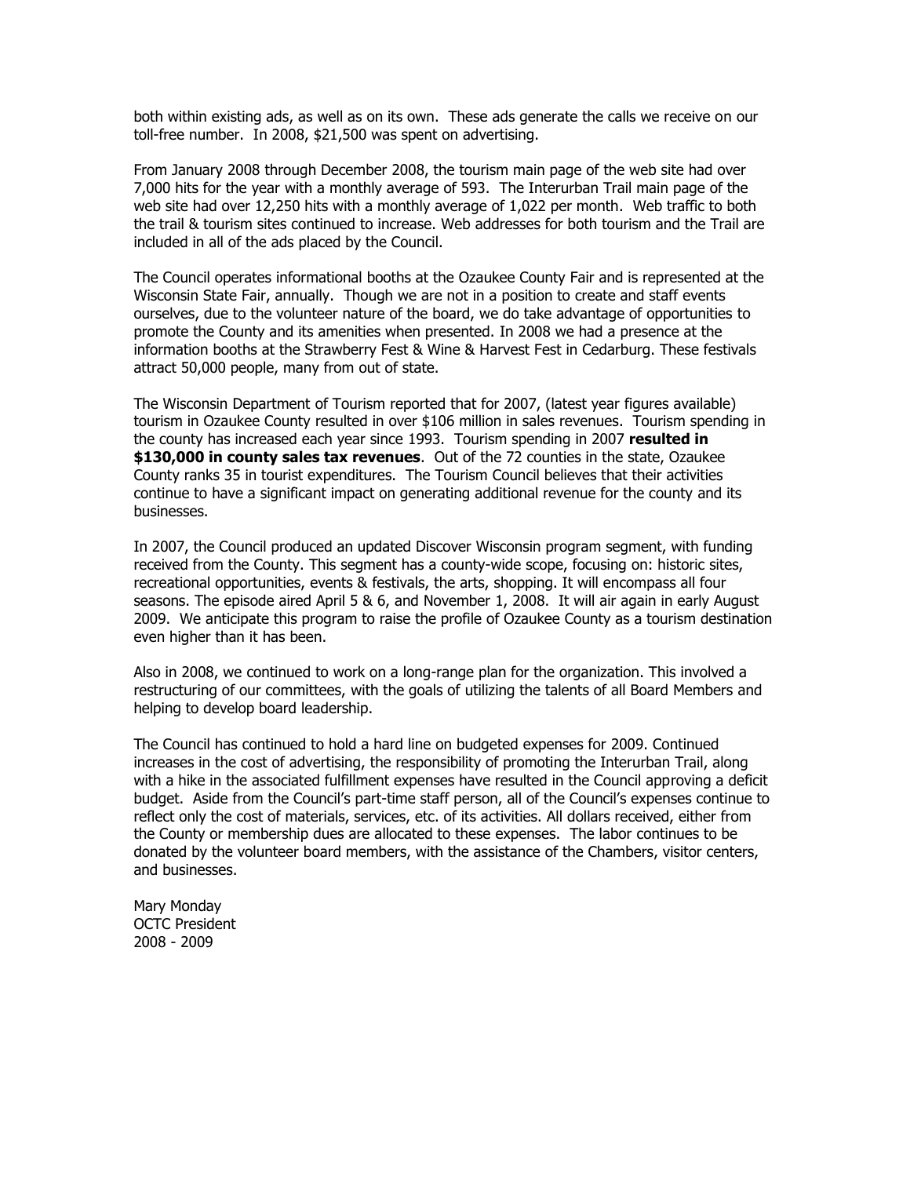both within existing ads, as well as on its own. These ads generate the calls we receive on our toll-free number. In 2008, $21,500 was spent on advertising.

From January 2008 through December 2008, the tourism main page of the web site had over 7,000 hits for the year with a monthly average of 593. The Interurban Trail main page of the web site had over 12,250 hits with a monthly average of 1,022 per month. Web traffic to both the trail & tourism sites continued to increase. Web addresses for both tourism and the Trail are included in all of the ads placed by the Council.

The Council operates informational booths at the Ozaukee County Fair and is represented at the Wisconsin State Fair, annually. Though we are not in a position to create and staff events ourselves, due to the volunteer nature of the board, we do take advantage of opportunities to promote the County and its amenities when presented. In 2008 we had a presence at the information booths at the Strawberry Fest & Wine & Harvest Fest in Cedarburg. These festivals attract 50,000 people, many from out of state.

The Wisconsin Department of Tourism reported that for 2007, (latest year figures available) tourism in Ozaukee County resulted in over $106 million in sales revenues. Tourism spending in the county has increased each year since 1993. Tourism spending in 2007 **resulted in $130,000 in county sales tax revenues**. Out of the 72 counties in the state, Ozaukee County ranks 35 in tourist expenditures. The Tourism Council believes that their activities continue to have a significant impact on generating additional revenue for the county and its businesses.

In 2007, the Council produced an updated Discover Wisconsin program segment, with funding received from the County. This segment has a county-wide scope, focusing on: historic sites, recreational opportunities, events & festivals, the arts, shopping. It will encompass all four seasons. The episode aired April 5 & 6, and November 1, 2008. It will air again in early August 2009. We anticipate this program to raise the profile of Ozaukee County as a tourism destination even higher than it has been.

Also in 2008, we continued to work on a long-range plan for the organization. This involved a restructuring of our committees, with the goals of utilizing the talents of all Board Members and helping to develop board leadership.

The Council has continued to hold a hard line on budgeted expenses for 2009. Continued increases in the cost of advertising, the responsibility of promoting the Interurban Trail, along with a hike in the associated fulfillment expenses have resulted in the Council approving a deficit budget. Aside from the Council's part-time staff person, all of the Council's expenses continue to reflect only the cost of materials, services, etc. of its activities. All dollars received, either from the County or membership dues are allocated to these expenses. The labor continues to be donated by the volunteer board members, with the assistance of the Chambers, visitor centers, and businesses.

Mary Monday  
OCTC President  
2008 - 2009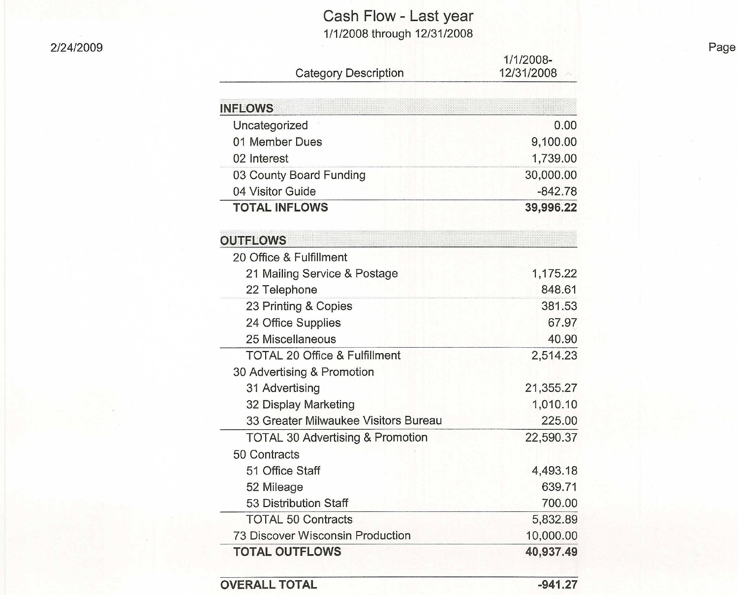# Cash Flow - Last year

1/1/2008 through 12/31/2008

2/24/2009

| Category Description | 1/1/2008-12/31/2008 |
|---|---|
| **INFLOWS** | |
| Uncategorized | 0.00 |
| 01 Member Dues | 9,100.00 |
| 02 Interest | 1,739.00 |
| 03 County Board Funding | 30,000.00 |
| 04 Visitor Guide | -842.78 |
| **TOTAL INFLOWS** | **39,996.22** |
| **OUTFLOWS** | |
| 20 Office & Fulfillment | |
| 21 Mailing Service & Postage | 1,175.22 |
| 22 Telephone | 848.61 |
| 23 Printing & Copies | 381.53 |
| 24 Office Supplies | 67.97 |
| 25 Miscellaneous | 40.90 |
| TOTAL 20 Office & Fulfillment | 2,514.23 |
| 30 Advertising & Promotion | |
| 31 Advertising | 21,355.27 |
| 32 Display Marketing | 1,010.10 |
| 33 Greater Milwaukee Visitors Bureau | 225.00 |
| TOTAL 30 Advertising & Promotion | 22,590.37 |
| 50 Contracts | |
| 51 Office Staff | 4,493.18 |
| 52 Mileage | 639.71 |
| 53 Distribution Staff | 700.00 |
| TOTAL 50 Contracts | 5,832.89 |
| 73 Discover Wisconsin Production | 10,000.00 |
| **TOTAL OUTFLOWS** | **40,937.49** |
| **OVERALL TOTAL** | **-941.27** |